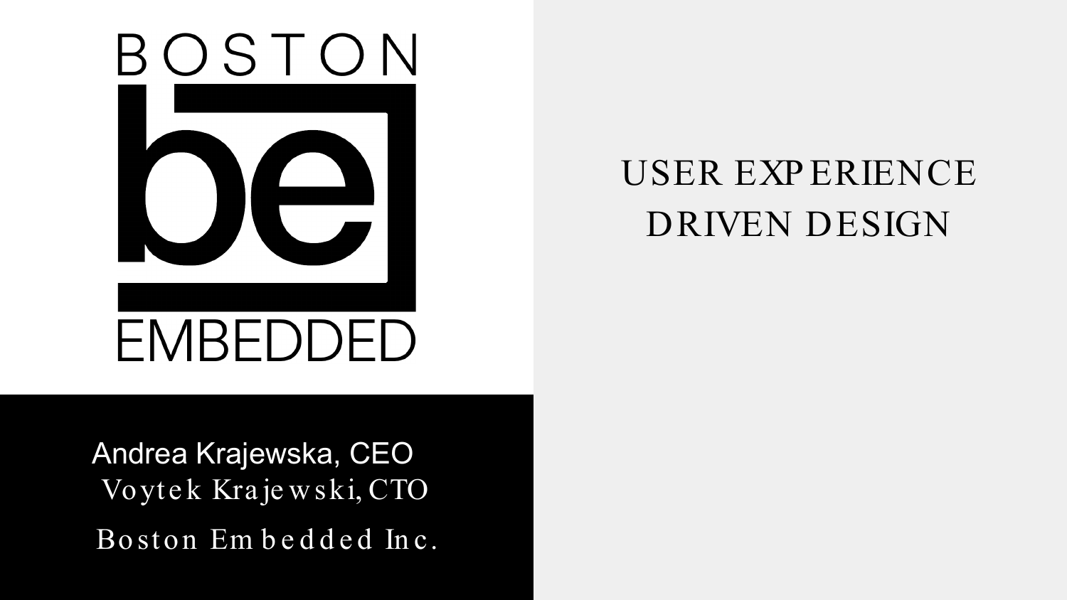BOSTON

be

EMBEDDED

# USER EXPERIENCE DRIVEN DESIGN

Andrea Krajewska, CEO

Voytek Krajewski, CTO

Boston Embedded Inc.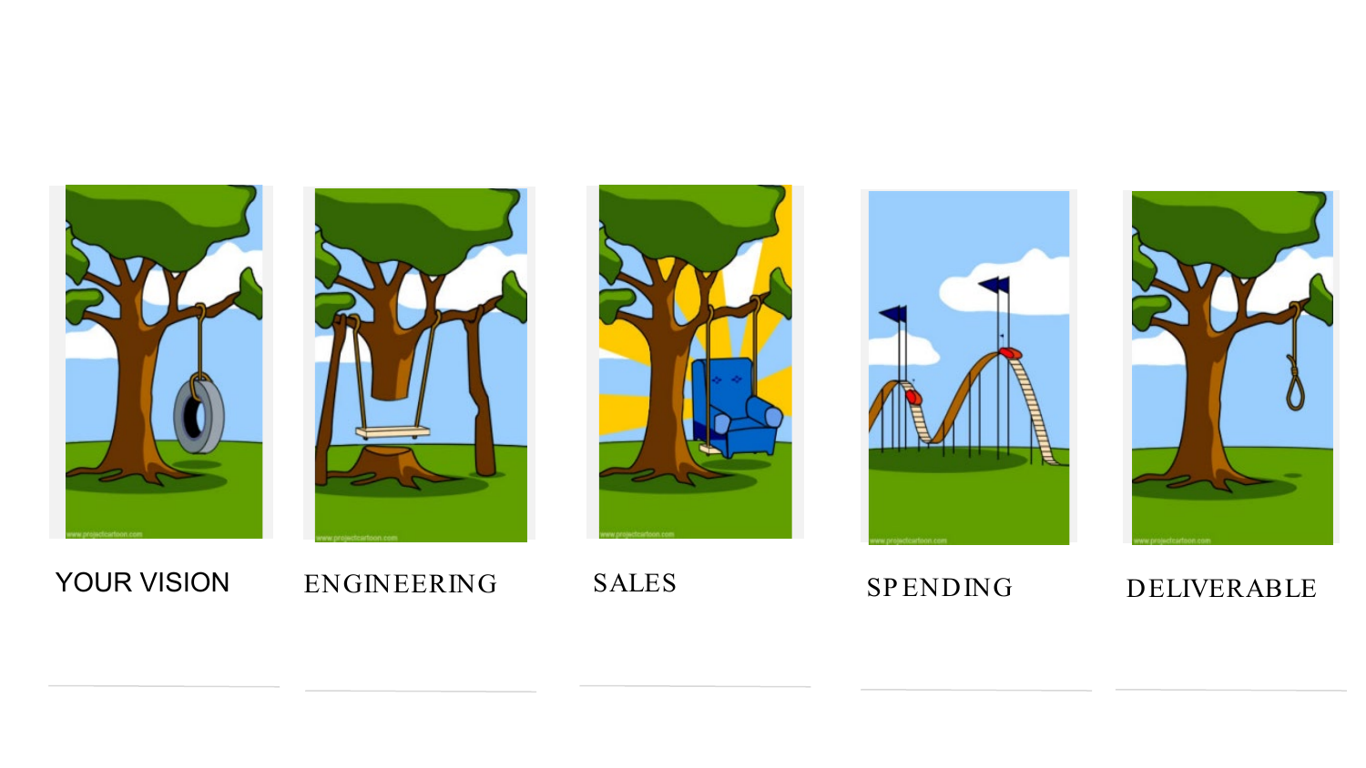YOUR VISION

ENGINEERING

SALES

SPENDING

DELIVERABLE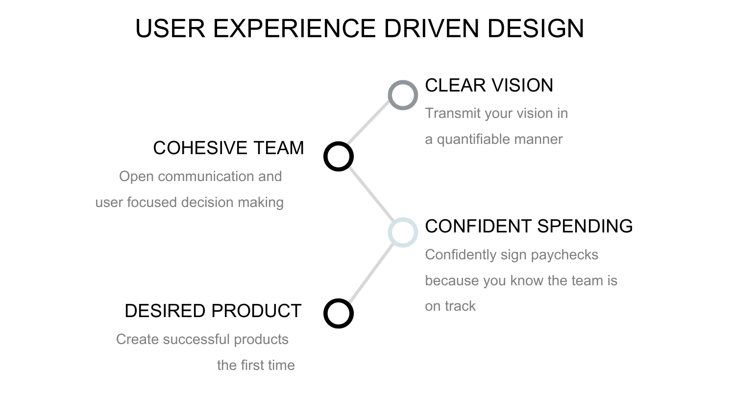# USER EXPERIENCE DRIVEN DESIGN

## CLEAR VISION

Transmit your vision in a quantifiable manner

## COHESIVE TEAM

Open communication and user focused decision making

## CONFIDENT SPENDING

Confidently sign paychecks because you know the team is on track

## DESIRED PRODUCT

Create successful products the first time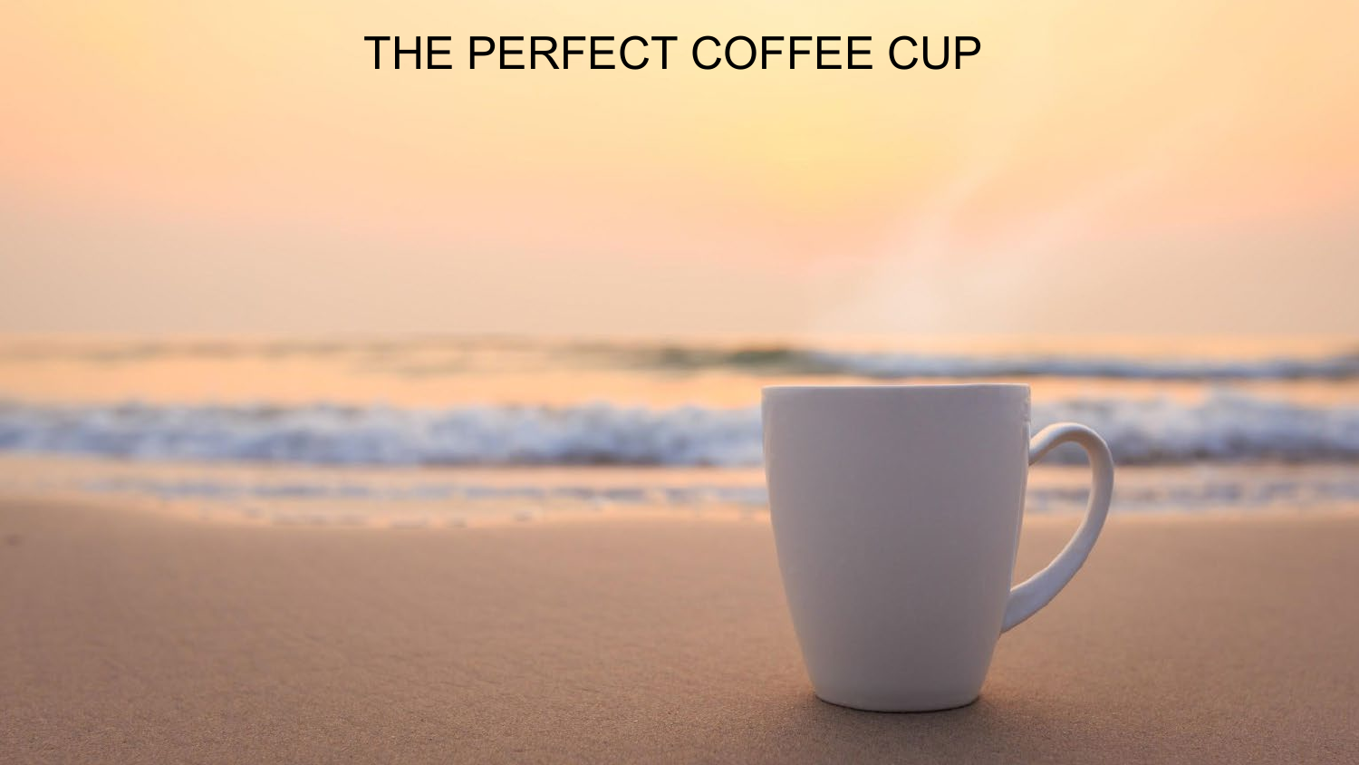# THE PERFECT COFFEE CUP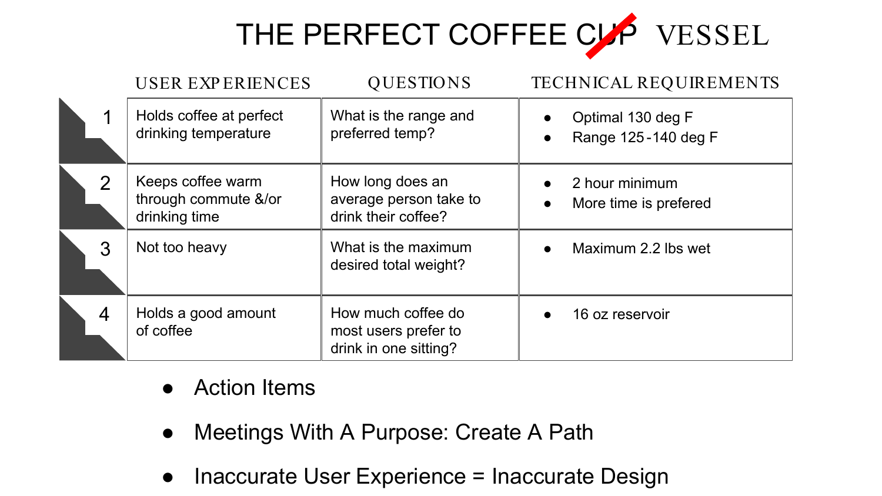# THE PERFECT COFFEE ~~CUP~~ VESSEL

| | USER EXPERIENCES | QUESTIONS | TECHNICAL REQUIREMENTS |
|---|---|---|---|
| 1 | Holds coffee at perfect drinking temperature | What is the range and preferred temp? | • Optimal 130 deg F<br>• Range 125-140 deg F |
| 2 | Keeps coffee warm through commute &/or drinking time | How long does an average person take to drink their coffee? | • 2 hour minimum<br>• More time is prefered |
| 3 | Not too heavy | What is the maximum desired total weight? | • Maximum 2.2 lbs wet |
| 4 | Holds a good amount of coffee | How much coffee do most users prefer to drink in one sitting? | • 16 oz reservoir |

- Action Items
- Meetings With A Purpose: Create A Path
- Inaccurate User Experience = Inaccurate Design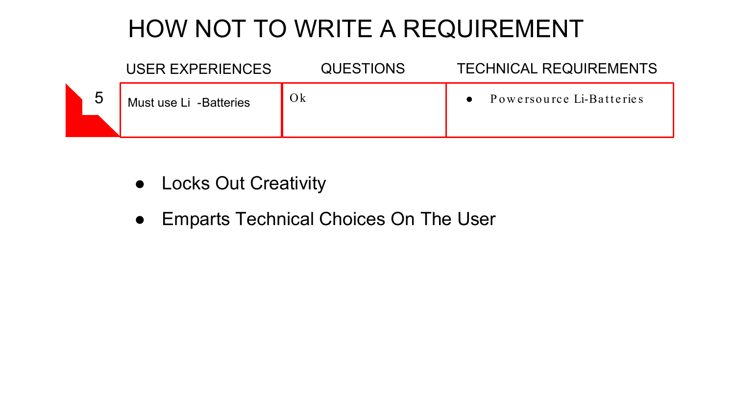# HOW NOT TO WRITE A REQUIREMENT

| | USER EXPERIENCES | QUESTIONS | TECHNICAL REQUIREMENTS |
|---|---|---|---|
| 5 | Must use Li -Batteries | Ok | • Powersource Li-Batteries |

- Locks Out Creativity
- Emparts Technical Choices On The User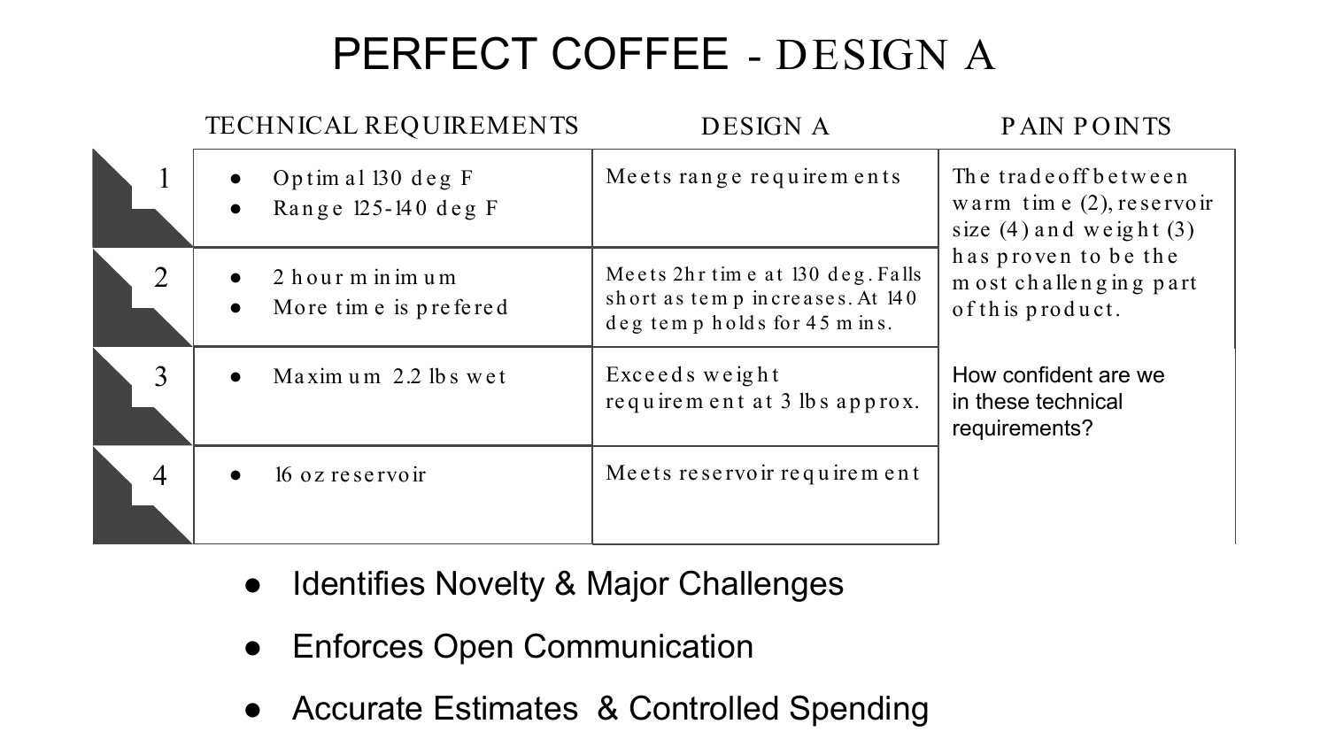# PERFECT COFFEE - DESIGN A

| | TECHNICAL REQUIREMENTS | DESIGN A | PAIN POINTS |
|---|---|---|---|
| 1 | • Optimal 130 deg F<br>• Range 125-140 deg F | Meets range requirements | The tradeoff between warm time (2), reservoir size (4) and weight (3) has proven to be the most challenging part of this product. |
| 2 | • 2 hour minimum<br>• More time is prefered | Meets 2hr time at 130 deg. Falls short as temp increases. At 140 deg temp holds for 45 mins. | |
| 3 | • Maximum 2.2 lbs wet | Exceeds weight requirement at 3 lbs approx. | How confident are we in these technical requirements? |
| 4 | • 16 oz reservoir | Meets reservoir requirement | |

- Identifies Novelty & Major Challenges
- Enforces Open Communication
- Accurate Estimates & Controlled Spending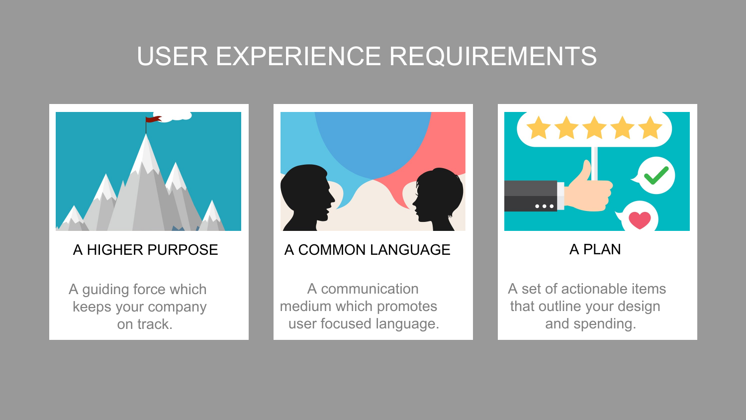# USER EXPERIENCE REQUIREMENTS

### A HIGHER PURPOSE

A guiding force which keeps your company on track.

### A COMMON LANGUAGE

A communication medium which promotes user focused language.

### A PLAN

A set of actionable items that outline your design and spending.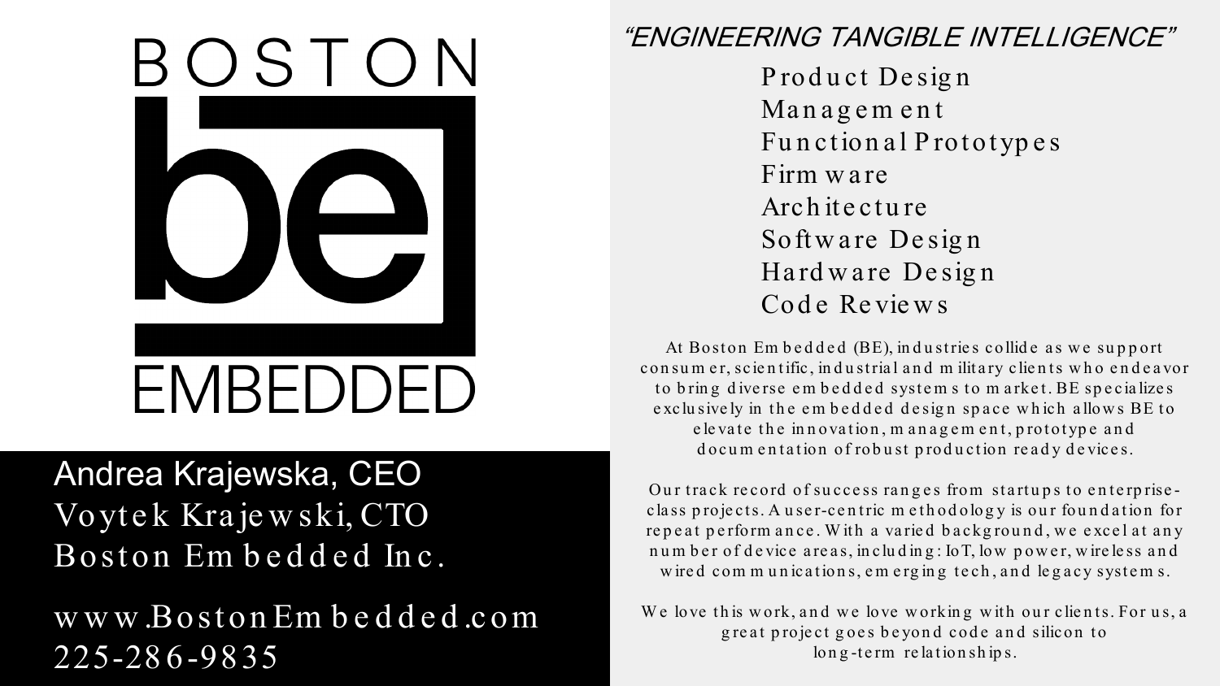# BOSTON be EMBEDDED

Andrea Krajewska, CEO
Voytek Krajewski, CTO
Boston Embedded Inc.

www.BostonEmbedded.com
225-286-9835

*"ENGINEERING TANGIBLE INTELLIGENCE"*

- Product Design
- Management
- Functional Prototypes
- Firmware
- Architecture
- Software Design
- Hardware Design
- Code Reviews

At Boston Embedded (BE), industries collide as we support consumer, scientific, industrial and military clients who endeavor to bring diverse embedded systems to market. BE specializes exclusively in the embedded design space which allows BE to elevate the innovation, management, prototype and documentation of robust production ready devices.

Our track record of success ranges from startups to enterprise-class projects. A user-centric methodology is our foundation for repeat performance. With a varied background, we excel at any number of device areas, including: IoT, low power, wireless and wired communications, emerging tech, and legacy systems.

We love this work, and we love working with our clients. For us, a great project goes beyond code and silicon to long-term relationships.